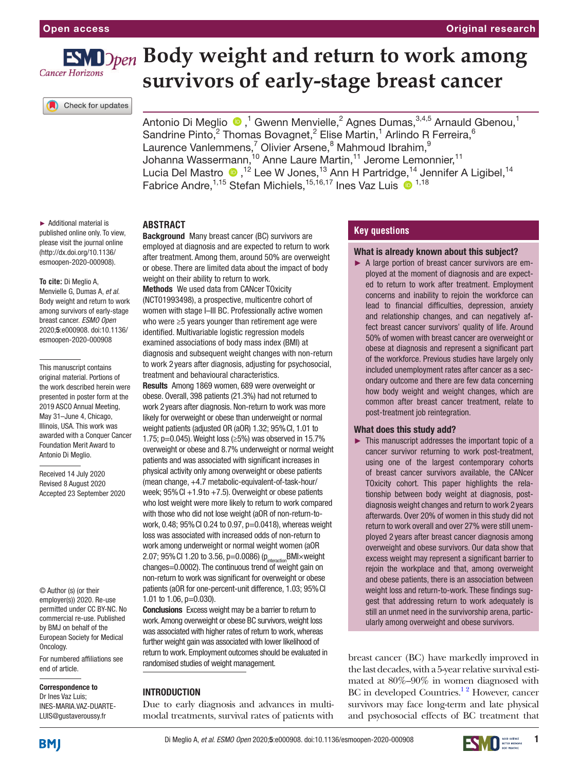Open access | Original research

# Body weight and return to work among survivors of early-stage breast cancer

Antonio Di Meglio [1], Gwenn Menvielle,[2] Agnes Dumas,[3,4,5] Arnauld Gbenou,[1] Sandrine Pinto,[2] Thomas Bovagnet,[2] Elise Martin,[1] Arlindo R Ferreira,[6] Laurence Vanlemmens,[7] Olivier Arsene,[8] Mahmoud Ibrahim,[9] Johanna Wassermann,[10] Anne Laure Martin,[11] Jerome Lemonnier,[11] Lucia Del Mastro [12], Lee W Jones,[13] Ann H Partridge,[14] Jennifer A Ligibel,[14] Fabrice Andre,[1,15] Stefan Michiels,[15,16,17] Ines Vaz Luis [1,18]

► Additional material is published online only. To view, please visit the journal online (http://dx.doi.org/10.1136/esmoopen-2020-000908).

**To cite:** Di Meglio A, Menvielle G, Dumas A, *et al*. Body weight and return to work among survivors of early-stage breast cancer. *ESMO Open* 2020;**5**:e000908. doi:10.1136/esmoopen-2020-000908

This manuscript contains original material. Portions of the work described herein were presented in poster form at the 2019 ASCO Annual Meeting, May 31–June 4, Chicago, Illinois, USA. This work was awarded with a Conquer Cancer Foundation Merit Award to Antonio Di Meglio.

Received 14 July 2020
Revised 8 August 2020
Accepted 23 September 2020

© Author (s) (or their employer(s)) 2020. Re-use permitted under CC BY-NC. No commercial re-use. Published by BMJ on behalf of the European Society for Medical Oncology.

For numbered affiliations see end of article.

**Correspondence to**
Dr Ines Vaz Luis; INES-MARIA.VAZ-DUARTE-LUIS@gustaveroussy.fr

## ABSTRACT

**Background** Many breast cancer (BC) survivors are employed at diagnosis and are expected to return to work after treatment. Among them, around 50% are overweight or obese. There are limited data about the impact of body weight on their ability to return to work.

**Methods** We used data from CANcer TOxicity (NCT01993498), a prospective, multicentre cohort of women with stage I–III BC. Professionally active women who were ≥5 years younger than retirement age were identified. Multivariable logistic regression models examined associations of body mass index (BMI) at diagnosis and subsequent weight changes with non-return to work 2 years after diagnosis, adjusting for psychosocial, treatment and behavioural characteristics.

**Results** Among 1869 women, 689 were overweight or obese. Overall, 398 patients (21.3%) had not returned to work 2 years after diagnosis. Non-return to work was more likely for overweight or obese than underweight or normal weight patients (adjusted OR (aOR) 1.32; 95% CI, 1.01 to 1.75; p=0.045). Weight loss (≥5%) was observed in 15.7% overweight or obese and 8.7% underweight or normal weight patients and was associated with significant increases in physical activity only among overweight or obese patients (mean change, +4.7 metabolic-equivalent-of-task-hour/week; 95% CI +1.9 to +7.5). Overweight or obese patients who lost weight were more likely to return to work compared with those who did not lose weight (aOR of non-return-to-work, 0.48; 95% CI 0.24 to 0.97, p=0.0418), whereas weight loss was associated with increased odds of non-return to work among underweight or normal weight women (aOR 2.07; 95% CI 1.20 to 3.56, p=0.0086) ($p_{interaction}$BMI×weight changes=0.0002). The continuous trend of weight gain on non-return to work was significant for overweight or obese patients (aOR for one-percent-unit difference, 1.03; 95% CI 1.01 to 1.06, p=0.030).

**Conclusions** Excess weight may be a barrier to return to work. Among overweight or obese BC survivors, weight loss was associated with higher rates of return to work, whereas further weight gain was associated with lower likelihood of return to work. Employment outcomes should be evaluated in randomised studies of weight management.

### Key questions

**What is already known about this subject?**

► A large portion of breast cancer survivors are employed at the moment of diagnosis and are expected to return to work after treatment. Employment concerns and inability to rejoin the workforce can lead to financial difficulties, depression, anxiety and relationship changes, and can negatively affect breast cancer survivors' quality of life. Around 50% of women with breast cancer are overweight or obese at diagnosis and represent a significant part of the workforce. Previous studies have largely only included unemployment rates after cancer as a secondary outcome and there are few data concerning how body weight and weight changes, which are common after breast cancer treatment, relate to post-treatment job reintegration.

**What does this study add?**

► This manuscript addresses the important topic of a cancer survivor returning to work post-treatment, using one of the largest contemporary cohorts of breast cancer survivors available, the CANcer TOxicity cohort. This paper highlights the relationship between body weight at diagnosis, post-diagnosis weight changes and return to work 2 years afterwards. Over 20% of women in this study did not return to work overall and over 27% were still unemployed 2 years after breast cancer diagnosis among overweight and obese survivors. Our data show that excess weight may represent a significant barrier to rejoin the workplace and that, among overweight and obese patients, there is an association between weight loss and return-to-work. These findings suggest that addressing return to work adequately is still an unmet need in the survivorship arena, particularly among overweight and obese survivors.

## INTRODUCTION

Due to early diagnosis and advances in multimodal treatments, survival rates of patients with breast cancer (BC) have markedly improved in the last decades, with a 5-year relative survival estimated at 80%–90% in women diagnosed with BC in developed Countries.[1,2] However, cancer survivors may face long-term and late physical and psychosocial effects of BC treatment that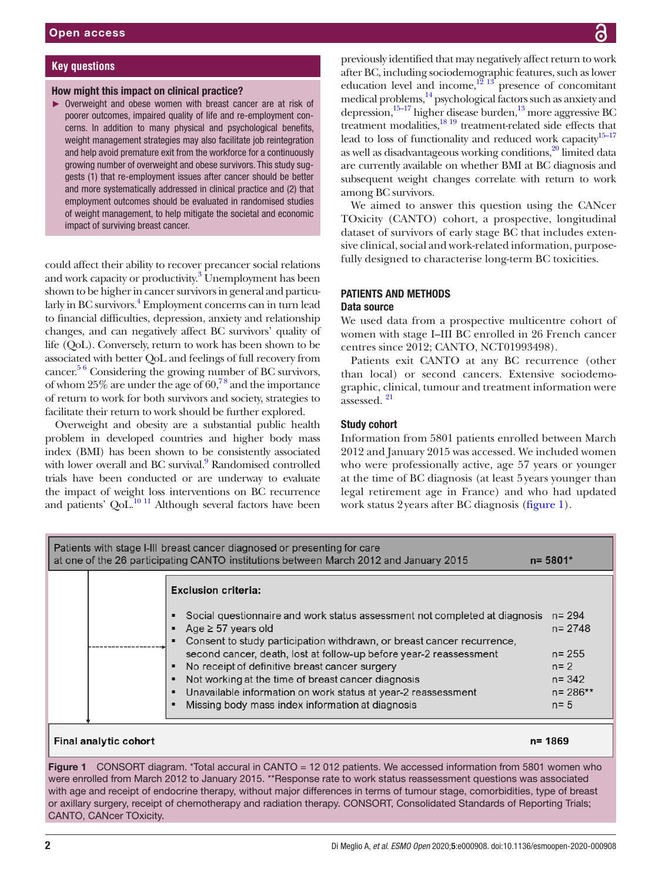## Key questions

### How might this impact on clinical practice?

- Overweight and obese women with breast cancer are at risk of poorer outcomes, impaired quality of life and re-employment concerns. In addition to many physical and psychological benefits, weight management strategies may also facilitate job reintegration and help avoid premature exit from the workforce for a continuously growing number of overweight and obese survivors. This study suggests (1) that re-employment issues after cancer should be better and more systematically addressed in clinical practice and (2) that employment outcomes should be evaluated in randomised studies of weight management, to help mitigate the societal and economic impact of surviving breast cancer.

could affect their ability to recover precancer social relations and work capacity or productivity.[3] Unemployment has been shown to be higher in cancer survivors in general and particularly in BC survivors.[4] Employment concerns can in turn lead to financial difficulties, depression, anxiety and relationship changes, and can negatively affect BC survivors' quality of life (QoL). Conversely, return to work has been shown to be associated with better QoL and feelings of full recovery from cancer.[5,6] Considering the growing number of BC survivors, of whom 25% are under the age of 60,[7,8] and the importance of return to work for both survivors and society, strategies to facilitate their return to work should be further explored.

Overweight and obesity are a substantial public health problem in developed countries and higher body mass index (BMI) has been shown to be consistently associated with lower overall and BC survival.[9] Randomised controlled trials have been conducted or are underway to evaluate the impact of weight loss interventions on BC recurrence and patients' QoL.[10,11] Although several factors have been previously identified that may negatively affect return to work after BC, including sociodemographic features, such as lower education level and income,[12,13] presence of concomitant medical problems,[14] psychological factors such as anxiety and depression,[15–17] higher disease burden,[13] more aggressive BC treatment modalities,[18,19] treatment-related side effects that lead to loss of functionality and reduced work capacity[15–17] as well as disadvantageous working conditions,[20] limited data are currently available on whether BMI at BC diagnosis and subsequent weight changes correlate with return to work among BC survivors.

We aimed to answer this question using the CANcer TOxicity (CANTO) cohort, a prospective, longitudinal dataset of survivors of early stage BC that includes extensive clinical, social and work-related information, purposefully designed to characterise long-term BC toxicities.

## PATIENTS AND METHODS

### Data source

We used data from a prospective multicentre cohort of women with stage I–III BC enrolled in 26 French cancer centres since 2012; CANTO, NCT01993498).

Patients exit CANTO at any BC recurrence (other than local) or second cancers. Extensive sociodemographic, clinical, tumour and treatment information were assessed. [21]

### Study cohort

Information from 5801 patients enrolled between March 2012 and January 2015 was accessed. We included women who were professionally active, age 57 years or younger at the time of BC diagnosis (at least 5 years younger than legal retirement age in France) and who had updated work status 2 years after BC diagnosis (figure 1).

| Patients with stage I-III breast cancer diagnosed or presenting for care at one of the 26 participating CANTO institutions between March 2012 and January 2015 | n= 5801* |
|---|---|
| **Exclusion criteria:** | |
| ▪ Social questionnaire and work status assessment not completed at diagnosis | n= 294 |
| ▪ Age ≥ 57 years old | n= 2748 |
| ▪ Consent to study participation withdrawn, or breast cancer recurrence, second cancer, death, lost at follow-up before year-2 reassessment | n= 255 |
| ▪ No receipt of definitive breast cancer surgery | n= 2 |
| ▪ Not working at the time of breast cancer diagnosis | n= 342 |
| ▪ Unavailable information on work status at year-2 reassessment | n= 286** |
| ▪ Missing body mass index information at diagnosis | n= 5 |
| **Final analytic cohort** | **n= 1869** |

**Figure 1** CONSORT diagram. *Total accural in CANTO = 12 012 patients. We accessed information from 5801 women who were enrolled from March 2012 to January 2015. **Response rate to work status reassessment questions was associated with age and receipt of endocrine therapy, without major differences in terms of tumour stage, comorbidities, type of breast or axillary surgery, receipt of chemotherapy and radiation therapy. CONSORT, Consolidated Standards of Reporting Trials; CANTO, CANcer TOxicity.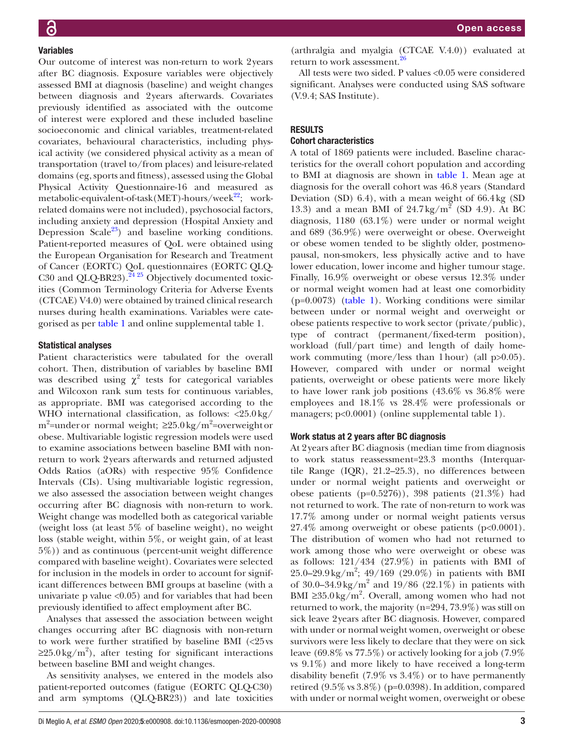### Variables

Our outcome of interest was non-return to work 2 years after BC diagnosis. Exposure variables were objectively assessed BMI at diagnosis (baseline) and weight changes between diagnosis and 2 years afterwards. Covariates previously identified as associated with the outcome of interest were explored and these included baseline socioeconomic and clinical variables, treatment-related covariates, behavioural characteristics, including physical activity (we considered physical activity as a mean of transportation (travel to/from places) and leisure-related domains (eg, sports and fitness), assessed using the Global Physical Activity Questionnaire-16 and measured as metabolic-equivalent-of-task(MET)-hours/week[22]; work-related domains were not included), psychosocial factors, including anxiety and depression (Hospital Anxiety and Depression Scale[23]) and baseline working conditions. Patient-reported measures of QoL were obtained using the European Organisation for Research and Treatment of Cancer (EORTC) QoL questionnaires (EORTC QLQ-C30 and QLQ-BR23).[24 25] Objectively documented toxicities (Common Terminology Criteria for Adverse Events (CTCAE) V4.0) were obtained by trained clinical research nurses during health examinations. Variables were categorised as per table 1 and online supplemental table 1.

### Statistical analyses

Patient characteristics were tabulated for the overall cohort. Then, distribution of variables by baseline BMI was described using $\chi^2$ tests for categorical variables and Wilcoxon rank sum tests for continuous variables, as appropriate. BMI was categorised according to the WHO international classification, as follows: <25.0 kg/m$^2$=under or normal weight; ≥25.0 kg/m$^2$=overweight or obese. Multivariable logistic regression models were used to examine associations between baseline BMI with non-return to work 2 years afterwards and returned adjusted Odds Ratios (aORs) with respective 95% Confidence Intervals (CIs). Using multivariable logistic regression, we also assessed the association between weight changes occurring after BC diagnosis with non-return to work. Weight change was modelled both as categorical variable (weight loss (at least 5% of baseline weight), no weight loss (stable weight, within 5%, or weight gain, of at least 5%)) and as continuous (percent-unit weight difference compared with baseline weight). Covariates were selected for inclusion in the models in order to account for significant differences between BMI groups at baseline (with a univariate p value <0.05) and for variables that had been previously identified to affect employment after BC.

Analyses that assessed the association between weight changes occurring after BC diagnosis with non-return to work were further stratified by baseline BMI (<25 vs ≥25.0 kg/m$^2$), after testing for significant interactions between baseline BMI and weight changes.

As sensitivity analyses, we entered in the models also patient-reported outcomes (fatigue (EORTC QLQ-C30) and arm symptoms (QLQ-BR23)) and late toxicities (arthralgia and myalgia (CTCAE V.4.0)) evaluated at return to work assessment.[26]

All tests were two sided. P values <0.05 were considered significant. Analyses were conducted using SAS software (V.9.4; SAS Institute).

## RESULTS

### Cohort characteristics

A total of 1869 patients were included. Baseline characteristics for the overall cohort population and according to BMI at diagnosis are shown in table 1. Mean age at diagnosis for the overall cohort was 46.8 years (Standard Deviation (SD) 6.4), with a mean weight of 66.4 kg (SD 13.3) and a mean BMI of 24.7 kg/m$^2$ (SD 4.9). At BC diagnosis, 1180 (63.1%) were under or normal weight and 689 (36.9%) were overweight or obese. Overweight or obese women tended to be slightly older, postmenopausal, non-smokers, less physically active and to have lower education, lower income and higher tumour stage. Finally, 16.9% overweight or obese versus 12.3% under or normal weight women had at least one comorbidity (p=0.0073) (table 1). Working conditions were similar between under or normal weight and overweight or obese patients respective to work sector (private/public), type of contract (permanent/fixed-term position), workload (full/part time) and length of daily home-work commuting (more/less than 1 hour) (all p>0.05). However, compared with under or normal weight patients, overweight or obese patients were more likely to have lower rank job positions (43.6% vs 36.8% were employees and 18.1% vs 28.4% were professionals or managers; p<0.0001) (online supplemental table 1).

### Work status at 2 years after BC diagnosis

At 2 years after BC diagnosis (median time from diagnosis to work status reassessment=23.3 months (Interquartile Range (IQR), 21.2–25.3), no differences between under or normal weight patients and overweight or obese patients (p=0.5276)), 398 patients (21.3%) had not returned to work. The rate of non-return to work was 17.7% among under or normal weight patients versus 27.4% among overweight or obese patients (p<0.0001). The distribution of women who had not returned to work among those who were overweight or obese was as follows: 121/434 (27.9%) in patients with BMI of 25.0–29.9 kg/m$^2$; 49/169 (29.0%) in patients with BMI of 30.0–34.9 kg/m$^2$ and 19/86 (22.1%) in patients with BMI ≥35.0 kg/m$^2$. Overall, among women who had not returned to work, the majority (n=294, 73.9%) was still on sick leave 2 years after BC diagnosis. However, compared with under or normal weight women, overweight or obese survivors were less likely to declare that they were on sick leave (69.8% vs 77.5%) or actively looking for a job (7.9% vs 9.1%) and more likely to have received a long-term disability benefit (7.9% vs 3.4%) or to have permanently retired (9.5% vs 3.8%) (p=0.0398). In addition, compared with under or normal weight women, overweight or obese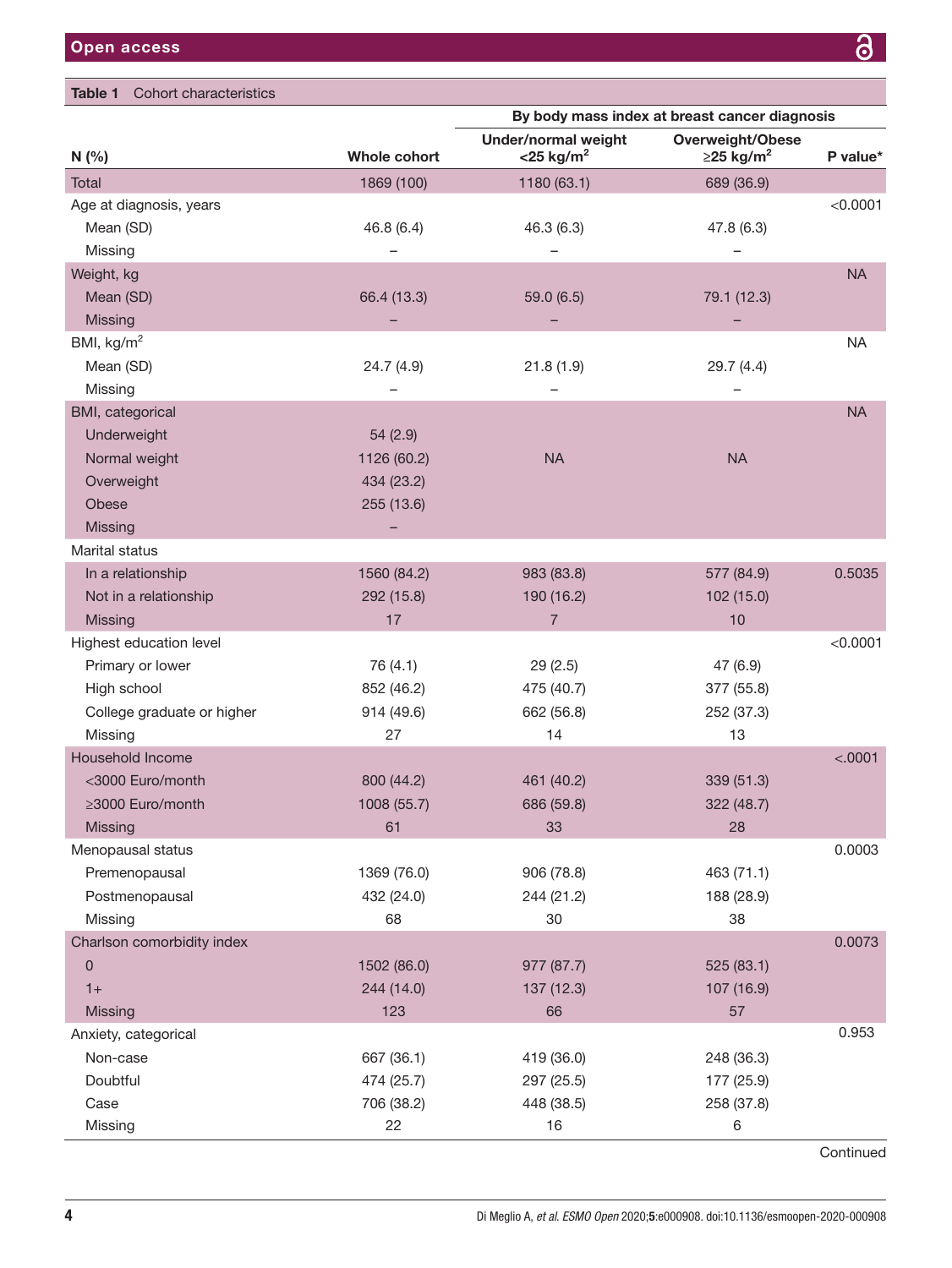**Table 1** Cohort characteristics

| N (%) | Whole cohort | By body mass index at breast cancer diagnosis | | |
|---|---|---|---|---|
| | | Under/normal weight <25 kg/m$^2$ | Overweight/Obese ≥25 kg/m$^2$ | P value* |
| Total | 1869 (100) | 1180 (63.1) | 689 (36.9) | |
| Age at diagnosis, years | | | | <0.0001 |
| Mean (SD) | 46.8 (6.4) | 46.3 (6.3) | 47.8 (6.3) | |
| Missing | – | – | – | |
| Weight, kg | | | | NA |
| Mean (SD) | 66.4 (13.3) | 59.0 (6.5) | 79.1 (12.3) | |
| Missing | – | – | – | |
| BMI, kg/m$^2$ | | | | NA |
| Mean (SD) | 24.7 (4.9) | 21.8 (1.9) | 29.7 (4.4) | |
| Missing | – | – | – | |
| BMI, categorical | | | | NA |
| Underweight | 54 (2.9) | | | |
| Normal weight | 1126 (60.2) | NA | NA | |
| Overweight | 434 (23.2) | | | |
| Obese | 255 (13.6) | | | |
| Missing | – | | | |
| Marital status | | | | |
| In a relationship | 1560 (84.2) | 983 (83.8) | 577 (84.9) | 0.5035 |
| Not in a relationship | 292 (15.8) | 190 (16.2) | 102 (15.0) | |
| Missing | 17 | 7 | 10 | |
| Highest education level | | | | <0.0001 |
| Primary or lower | 76 (4.1) | 29 (2.5) | 47 (6.9) | |
| High school | 852 (46.2) | 475 (40.7) | 377 (55.8) | |
| College graduate or higher | 914 (49.6) | 662 (56.8) | 252 (37.3) | |
| Missing | 27 | 14 | 13 | |
| Household Income | | | | <.0001 |
| <3000 Euro/month | 800 (44.2) | 461 (40.2) | 339 (51.3) | |
| ≥3000 Euro/month | 1008 (55.7) | 686 (59.8) | 322 (48.7) | |
| Missing | 61 | 33 | 28 | |
| Menopausal status | | | | 0.0003 |
| Premenopausal | 1369 (76.0) | 906 (78.8) | 463 (71.1) | |
| Postmenopausal | 432 (24.0) | 244 (21.2) | 188 (28.9) | |
| Missing | 68 | 30 | 38 | |
| Charlson comorbidity index | | | | 0.0073 |
| 0 | 1502 (86.0) | 977 (87.7) | 525 (83.1) | |
| 1+ | 244 (14.0) | 137 (12.3) | 107 (16.9) | |
| Missing | 123 | 66 | 57 | |
| Anxiety, categorical | | | | 0.953 |
| Non-case | 667 (36.1) | 419 (36.0) | 248 (36.3) | |
| Doubtful | 474 (25.7) | 297 (25.5) | 177 (25.9) | |
| Case | 706 (38.2) | 448 (38.5) | 258 (37.8) | |
| Missing | 22 | 16 | 6 | |

Continued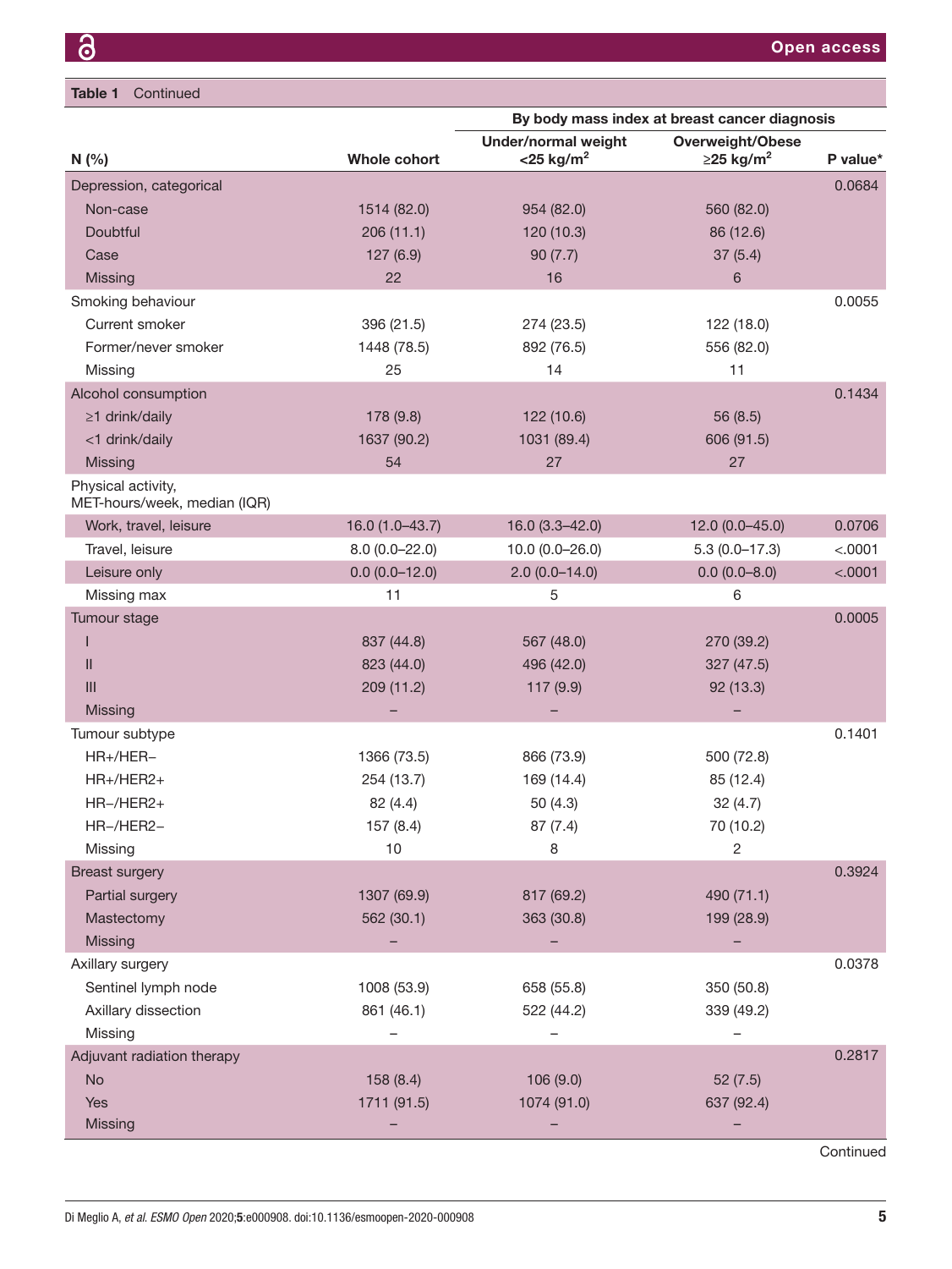**Table 1** Continued

| N (%) | Whole cohort | By body mass index at breast cancer diagnosis Under/normal weight <25 kg/m$^2$ | Overweight/Obese ≥25 kg/m$^2$ | P value* |
|---|---|---|---|---|
| Depression, categorical | | | | 0.0684 |
| Non-case | 1514 (82.0) | 954 (82.0) | 560 (82.0) | |
| Doubtful | 206 (11.1) | 120 (10.3) | 86 (12.6) | |
| Case | 127 (6.9) | 90 (7.7) | 37 (5.4) | |
| Missing | 22 | 16 | 6 | |
| Smoking behaviour | | | | 0.0055 |
| Current smoker | 396 (21.5) | 274 (23.5) | 122 (18.0) | |
| Former/never smoker | 1448 (78.5) | 892 (76.5) | 556 (82.0) | |
| Missing | 25 | 14 | 11 | |
| Alcohol consumption | | | | 0.1434 |
| ≥1 drink/daily | 178 (9.8) | 122 (10.6) | 56 (8.5) | |
| <1 drink/daily | 1637 (90.2) | 1031 (89.4) | 606 (91.5) | |
| Missing | 54 | 27 | 27 | |
| Physical activity, MET-hours/week, median (IQR) | | | | |
| Work, travel, leisure | 16.0 (1.0–43.7) | 16.0 (3.3–42.0) | 12.0 (0.0–45.0) | 0.0706 |
| Travel, leisure | 8.0 (0.0–22.0) | 10.0 (0.0–26.0) | 5.3 (0.0–17.3) | <.0001 |
| Leisure only | 0.0 (0.0–12.0) | 2.0 (0.0–14.0) | 0.0 (0.0–8.0) | <.0001 |
| Missing max | 11 | 5 | 6 | |
| Tumour stage | | | | 0.0005 |
| I | 837 (44.8) | 567 (48.0) | 270 (39.2) | |
| II | 823 (44.0) | 496 (42.0) | 327 (47.5) | |
| III | 209 (11.2) | 117 (9.9) | 92 (13.3) | |
| Missing | – | – | – | |
| Tumour subtype | | | | 0.1401 |
| HR+/HER– | 1366 (73.5) | 866 (73.9) | 500 (72.8) | |
| HR+/HER2+ | 254 (13.7) | 169 (14.4) | 85 (12.4) | |
| HR–/HER2+ | 82 (4.4) | 50 (4.3) | 32 (4.7) | |
| HR–/HER2– | 157 (8.4) | 87 (7.4) | 70 (10.2) | |
| Missing | 10 | 8 | 2 | |
| Breast surgery | | | | 0.3924 |
| Partial surgery | 1307 (69.9) | 817 (69.2) | 490 (71.1) | |
| Mastectomy | 562 (30.1) | 363 (30.8) | 199 (28.9) | |
| Missing | – | – | – | |
| Axillary surgery | | | | 0.0378 |
| Sentinel lymph node | 1008 (53.9) | 658 (55.8) | 350 (50.8) | |
| Axillary dissection | 861 (46.1) | 522 (44.2) | 339 (49.2) | |
| Missing | – | – | – | |
| Adjuvant radiation therapy | | | | 0.2817 |
| No | 158 (8.4) | 106 (9.0) | 52 (7.5) | |
| Yes | 1711 (91.5) | 1074 (91.0) | 637 (92.4) | |
| Missing | – | – | – | |

Continued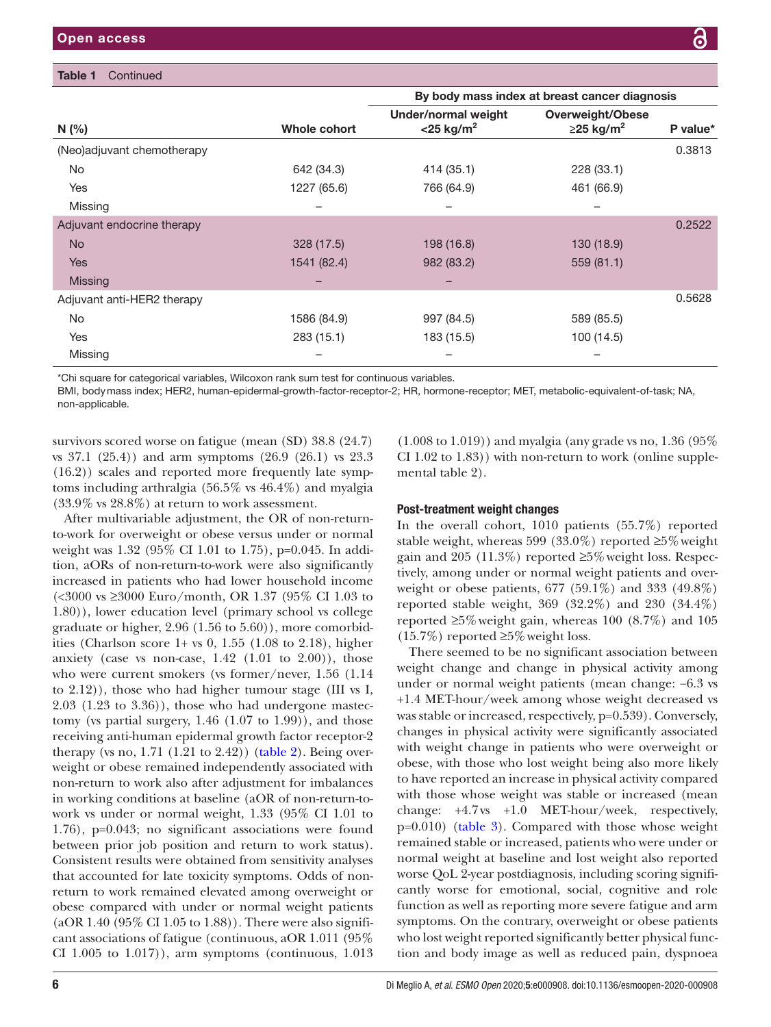**Table 1** Continued

| N (%) | Whole cohort | By body mass index at breast cancer diagnosis | | P value* |
|---|---|---|---|---|
| | | Under/normal weight <25 kg/m$^2$ | Overweight/Obese ≥25 kg/m$^2$ | |
| (Neo)adjuvant chemotherapy | | | | 0.3813 |
| No | 642 (34.3) | 414 (35.1) | 228 (33.1) | |
| Yes | 1227 (65.6) | 766 (64.9) | 461 (66.9) | |
| Missing | – | – | – | |
| Adjuvant endocrine therapy | | | | 0.2522 |
| No | 328 (17.5) | 198 (16.8) | 130 (18.9) | |
| Yes | 1541 (82.4) | 982 (83.2) | 559 (81.1) | |
| Missing | – | – | | |
| Adjuvant anti-HER2 therapy | | | | 0.5628 |
| No | 1586 (84.9) | 997 (84.5) | 589 (85.5) | |
| Yes | 283 (15.1) | 183 (15.5) | 100 (14.5) | |
| Missing | – | – | – | |

*Chi square for categorical variables, Wilcoxon rank sum test for continuous variables.

BMI, body mass index; HER2, human-epidermal-growth-factor-receptor-2; HR, hormone-receptor; MET, metabolic-equivalent-of-task; NA, non-applicable.

survivors scored worse on fatigue (mean (SD) 38.8 (24.7) vs 37.1 (25.4)) and arm symptoms (26.9 (26.1) vs 23.3 (16.2)) scales and reported more frequently late symptoms including arthralgia (56.5% vs 46.4%) and myalgia (33.9% vs 28.8%) at return to work assessment.

After multivariable adjustment, the OR of non-return-to-work for overweight or obese versus under or normal weight was 1.32 (95% CI 1.01 to 1.75), p=0.045. In addition, aORs of non-return-to-work were also significantly increased in patients who had lower household income (<3000 vs ≥3000 Euro/month, OR 1.37 (95% CI 1.03 to 1.80)), lower education level (primary school vs college graduate or higher, 2.96 (1.56 to 5.60)), more comorbidities (Charlson score 1+ vs 0, 1.55 (1.08 to 2.18), higher anxiety (case vs non-case, 1.42 (1.01 to 2.00)), those who were current smokers (vs former/never, 1.56 (1.14 to 2.12)), those who had higher tumour stage (III vs I, 2.03 (1.23 to 3.36)), those who had undergone mastectomy (vs partial surgery, 1.46 (1.07 to 1.99)), and those receiving anti-human epidermal growth factor receptor-2 therapy (vs no, 1.71 (1.21 to 2.42)) (table 2). Being overweight or obese remained independently associated with non-return to work also after adjustment for imbalances in working conditions at baseline (aOR of non-return-to-work vs under or normal weight, 1.33 (95% CI 1.01 to 1.76), p=0.043; no significant associations were found between prior job position and return to work status). Consistent results were obtained from sensitivity analyses that accounted for late toxicity symptoms. Odds of non-return to work remained elevated among overweight or obese compared with under or normal weight patients (aOR 1.40 (95% CI 1.05 to 1.88)). There were also significant associations of fatigue (continuous, aOR 1.011 (95% CI 1.005 to 1.017)), arm symptoms (continuous, 1.013 (1.008 to 1.019)) and myalgia (any grade vs no, 1.36 (95% CI 1.02 to 1.83)) with non-return to work (online supplemental table 2).

#### Post-treatment weight changes

In the overall cohort, 1010 patients (55.7%) reported stable weight, whereas 599 (33.0%) reported ≥5% weight gain and 205 (11.3%) reported ≥5% weight loss. Respectively, among under or normal weight patients and overweight or obese patients, 677 (59.1%) and 333 (49.8%) reported stable weight, 369 (32.2%) and 230 (34.4%) reported ≥5% weight gain, whereas 100 (8.7%) and 105 (15.7%) reported ≥5% weight loss.

There seemed to be no significant association between weight change and change in physical activity among under or normal weight patients (mean change: −6.3 vs +1.4 MET-hour/week among whose weight decreased vs was stable or increased, respectively, p=0.539). Conversely, changes in physical activity were significantly associated with weight change in patients who were overweight or obese, with those who lost weight being also more likely to have reported an increase in physical activity compared with those whose weight was stable or increased (mean change: +4.7 vs +1.0 MET-hour/week, respectively, p=0.010) (table 3). Compared with those whose weight remained stable or increased, patients who were under or normal weight at baseline and lost weight also reported worse QoL 2-year postdiagnosis, including scoring significantly worse for emotional, social, cognitive and role function as well as reporting more severe fatigue and arm symptoms. On the contrary, overweight or obese patients who lost weight reported significantly better physical function and body image as well as reduced pain, dyspnoea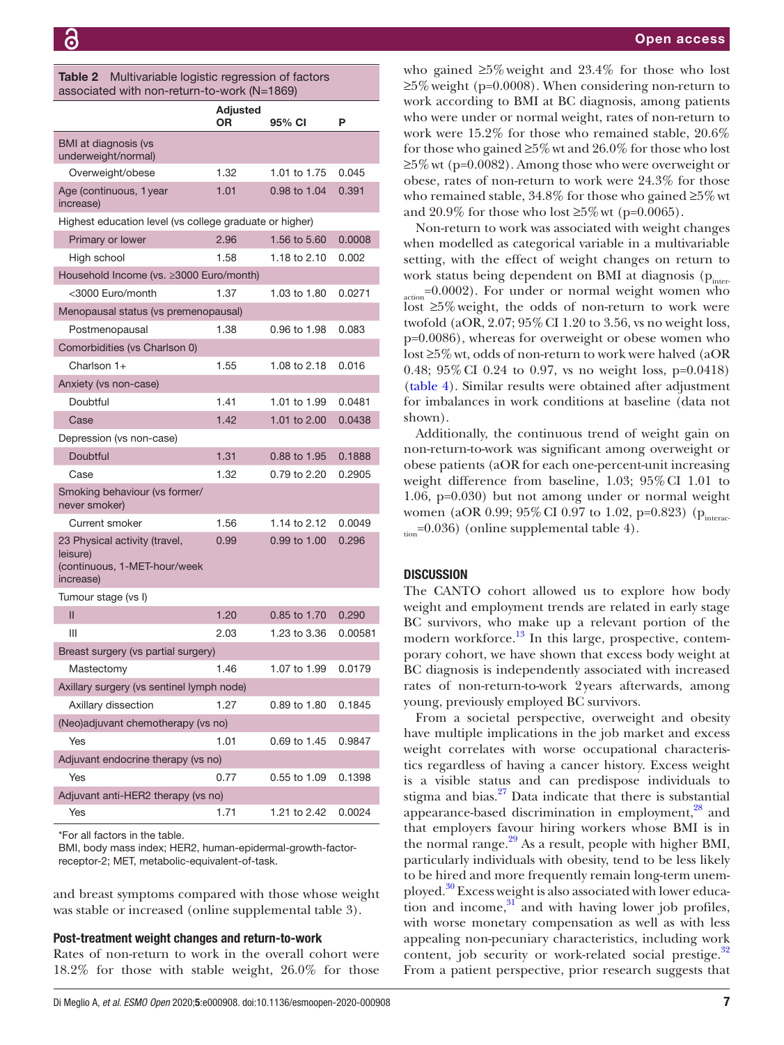**Table 2** Multivariable logistic regression of factors associated with non-return-to-work (N=1869)

| | Adjusted OR | 95% CI | P |
|---|---|---|---|
| BMI at diagnosis (vs underweight/normal) | | | |
| Overweight/obese | 1.32 | 1.01 to 1.75 | 0.045 |
| Age (continuous, 1 year increase) | 1.01 | 0.98 to 1.04 | 0.391 |
| Highest education level (vs college graduate or higher) | | | |
| Primary or lower | 2.96 | 1.56 to 5.60 | 0.0008 |
| High school | 1.58 | 1.18 to 2.10 | 0.002 |
| Household Income (vs. ≥3000 Euro/month) | | | |
| <3000 Euro/month | 1.37 | 1.03 to 1.80 | 0.0271 |
| Menopausal status (vs premenopausal) | | | |
| Postmenopausal | 1.38 | 0.96 to 1.98 | 0.083 |
| Comorbidities (vs Charlson 0) | | | |
| Charlson 1+ | 1.55 | 1.08 to 2.18 | 0.016 |
| Anxiety (vs non-case) | | | |
| Doubtful | 1.41 | 1.01 to 1.99 | 0.0481 |
| Case | 1.42 | 1.01 to 2.00 | 0.0438 |
| Depression (vs non-case) | | | |
| Doubtful | 1.31 | 0.88 to 1.95 | 0.1888 |
| Case | 1.32 | 0.79 to 2.20 | 0.2905 |
| Smoking behaviour (vs former/never smoker) | | | |
| Current smoker | 1.56 | 1.14 to 2.12 | 0.0049 |
| 23 Physical activity (travel, leisure) (continuous, 1-MET-hour/week increase) | 0.99 | 0.99 to 1.00 | 0.296 |
| Tumour stage (vs I) | | | |
| II | 1.20 | 0.85 to 1.70 | 0.290 |
| III | 2.03 | 1.23 to 3.36 | 0.00581 |
| Breast surgery (vs partial surgery) | | | |
| Mastectomy | 1.46 | 1.07 to 1.99 | 0.0179 |
| Axillary surgery (vs sentinel lymph node) | | | |
| Axillary dissection | 1.27 | 0.89 to 1.80 | 0.1845 |
| (Neo)adjuvant chemotherapy (vs no) | | | |
| Yes | 1.01 | 0.69 to 1.45 | 0.9847 |
| Adjuvant endocrine therapy (vs no) | | | |
| Yes | 0.77 | 0.55 to 1.09 | 0.1398 |
| Adjuvant anti-HER2 therapy (vs no) | | | |
| Yes | 1.71 | 1.21 to 2.42 | 0.0024 |

*For all factors in the table.
BMI, body mass index; HER2, human-epidermal-growth-factor-receptor-2; MET, metabolic-equivalent-of-task.

and breast symptoms compared with those whose weight was stable or increased (online supplemental table 3).

### Post-treatment weight changes and return-to-work

Rates of non-return to work in the overall cohort were 18.2% for those with stable weight, 26.0% for those who gained ≥5% weight and 23.4% for those who lost ≥5% weight (p=0.0008). When considering non-return to work according to BMI at BC diagnosis, among patients who were under or normal weight, rates of non-return to work were 15.2% for those who remained stable, 20.6% for those who gained ≥5% wt and 26.0% for those who lost ≥5% wt (p=0.0082). Among those who were overweight or obese, rates of non-return to work were 24.3% for those who remained stable, 34.8% for those who gained ≥5% wt and 20.9% for those who lost ≥5% wt (p=0.0065).

Non-return to work was associated with weight changes when modelled as categorical variable in a multivariable setting, with the effect of weight changes on return to work status being dependent on BMI at diagnosis ($p_{interaction}$=0.0002). For under or normal weight women who lost ≥5% weight, the odds of non-return to work were twofold (aOR, 2.07; 95% CI 1.20 to 3.56, vs no weight loss, p=0.0086), whereas for overweight or obese women who lost ≥5% wt, odds of non-return to work were halved (aOR 0.48; 95% CI 0.24 to 0.97, vs no weight loss, p=0.0418) (table 4). Similar results were obtained after adjustment for imbalances in work conditions at baseline (data not shown).

Additionally, the continuous trend of weight gain on non-return-to-work was significant among overweight or obese patients (aOR for each one-percent-unit increasing weight difference from baseline, 1.03; 95% CI 1.01 to 1.06, p=0.030) but not among under or normal weight women (aOR 0.99; 95% CI 0.97 to 1.02, p=0.823) ($p_{interaction}$=0.036) (online supplemental table 4).

## DISCUSSION

The CANTO cohort allowed us to explore how body weight and employment trends are related in early stage BC survivors, who make up a relevant portion of the modern workforce.[13] In this large, prospective, contemporary cohort, we have shown that excess body weight at BC diagnosis is independently associated with increased rates of non-return-to-work 2 years afterwards, among young, previously employed BC survivors.

From a societal perspective, overweight and obesity have multiple implications in the job market and excess weight correlates with worse occupational characteristics regardless of having a cancer history. Excess weight is a visible status and can predispose individuals to stigma and bias.[27] Data indicate that there is substantial appearance-based discrimination in employment,[28] and that employers favour hiring workers whose BMI is in the normal range.[29] As a result, people with higher BMI, particularly individuals with obesity, tend to be less likely to be hired and more frequently remain long-term unemployed.[30] Excess weight is also associated with lower education and income,[31] and with having lower job profiles, with worse monetary compensation as well as with less appealing non-pecuniary characteristics, including work content, job security or work-related social prestige.[32] From a patient perspective, prior research suggests that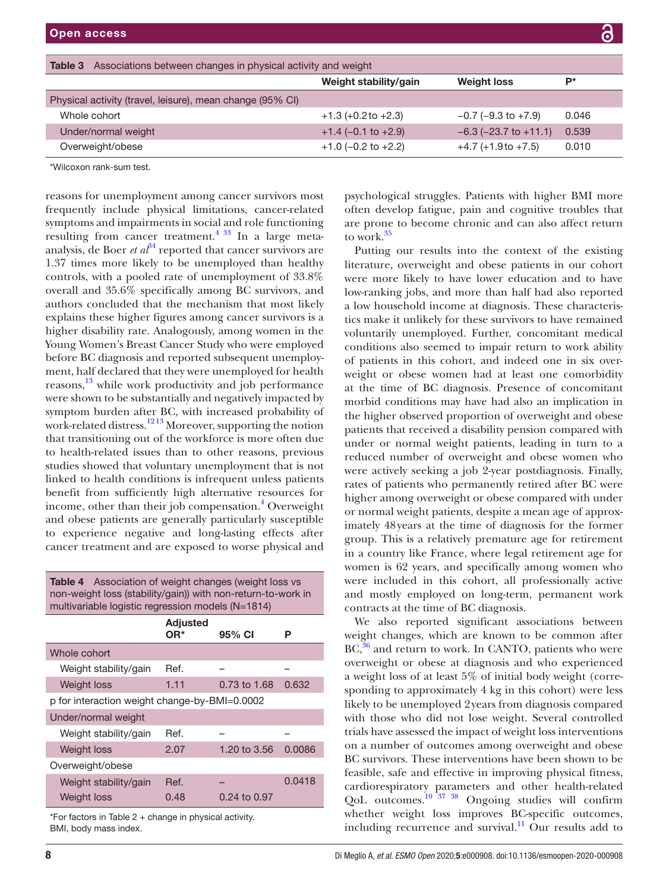Table 3 Associations between changes in physical activity and weight

| | Weight stability/gain | Weight loss | P* |
|---|---|---|---|
| Physical activity (travel, leisure), mean change (95% CI) | | | |
| Whole cohort | +1.3 (+0.2 to +2.3) | −0.7 (−9.3 to +7.9) | 0.046 |
| Under/normal weight | +1.4 (−0.1 to +2.9) | −6.3 (−23.7 to +11.1) | 0.539 |
| Overweight/obese | +1.0 (−0.2 to +2.2) | +4.7 (+1.9 to +7.5) | 0.010 |

*Wilcoxon rank-sum test.

reasons for unemployment among cancer survivors most frequently include physical limitations, cancer-related symptoms and impairments in social and role functioning resulting from cancer treatment.[4 33] In a large meta-analysis, de Boer *et al*[34] reported that cancer survivors are 1.37 times more likely to be unemployed than healthy controls, with a pooled rate of unemployment of 33.8% overall and 35.6% specifically among BC survivors, and authors concluded that the mechanism that most likely explains these higher figures among cancer survivors is a higher disability rate. Analogously, among women in the Young Women's Breast Cancer Study who were employed before BC diagnosis and reported subsequent unemployment, half declared that they were unemployed for health reasons,[13] while work productivity and job performance were shown to be substantially and negatively impacted by symptom burden after BC, with increased probability of work-related distress.[12 13] Moreover, supporting the notion that transitioning out of the workforce is more often due to health-related issues than to other reasons, previous studies showed that voluntary unemployment that is not linked to health conditions is infrequent unless patients benefit from sufficiently high alternative resources for income, other than their job compensation.[4] Overweight and obese patients are generally particularly susceptible to experience negative and long-lasting effects after cancer treatment and are exposed to worse physical and psychological struggles. Patients with higher BMI more often develop fatigue, pain and cognitive troubles that are prone to become chronic and can also affect return to work.[35]

Table 4 Association of weight changes (weight loss vs non-weight loss (stability/gain)) with non-return-to-work in multivariable logistic regression models (N=1814)

| | Adjusted OR* | 95% CI | P |
|---|---|---|---|
| Whole cohort | | | |
| Weight stability/gain | Ref. | – | – |
| Weight loss | 1.11 | 0.73 to 1.68 | 0.632 |
| p for interaction weight change-by-BMI=0.0002 | | | |
| Under/normal weight | | | |
| Weight stability/gain | Ref. | – | – |
| Weight loss | 2.07 | 1.20 to 3.56 | 0.0086 |
| Overweight/obese | | | |
| Weight stability/gain | Ref. | – | 0.0418 |
| Weight loss | 0.48 | 0.24 to 0.97 | |

*For factors in Table 2 + change in physical activity.
BMI, body mass index.

Putting our results into the context of the existing literature, overweight and obese patients in our cohort were more likely to have lower education and to have low-ranking jobs, and more than half had also reported a low household income at diagnosis. These characteristics make it unlikely for these survivors to have remained voluntarily unemployed. Further, concomitant medical conditions also seemed to impair return to work ability of patients in this cohort, and indeed one in six overweight or obese women had at least one comorbidity at the time of BC diagnosis. Presence of concomitant morbid conditions may have had also an implication in the higher observed proportion of overweight and obese patients that received a disability pension compared with under or normal weight patients, leading in turn to a reduced number of overweight and obese women who were actively seeking a job 2-year postdiagnosis. Finally, rates of patients who permanently retired after BC were higher among overweight or obese compared with under or normal weight patients, despite a mean age of approximately 48 years at the time of diagnosis for the former group. This is a relatively premature age for retirement in a country like France, where legal retirement age for women is 62 years, and specifically among women who were included in this cohort, all professionally active and mostly employed on long-term, permanent work contracts at the time of BC diagnosis.

We also reported significant associations between weight changes, which are known to be common after BC,[36] and return to work. In CANTO, patients who were overweight or obese at diagnosis and who experienced a weight loss of at least 5% of initial body weight (corresponding to approximately 4 kg in this cohort) were less likely to be unemployed 2 years from diagnosis compared with those who did not lose weight. Several controlled trials have assessed the impact of weight loss interventions on a number of outcomes among overweight and obese BC survivors. These interventions have been shown to be feasible, safe and effective in improving physical fitness, cardiorespiratory parameters and other health-related QoL outcomes.[10 37 38] Ongoing studies will confirm whether weight loss improves BC-specific outcomes, including recurrence and survival.[11] Our results add to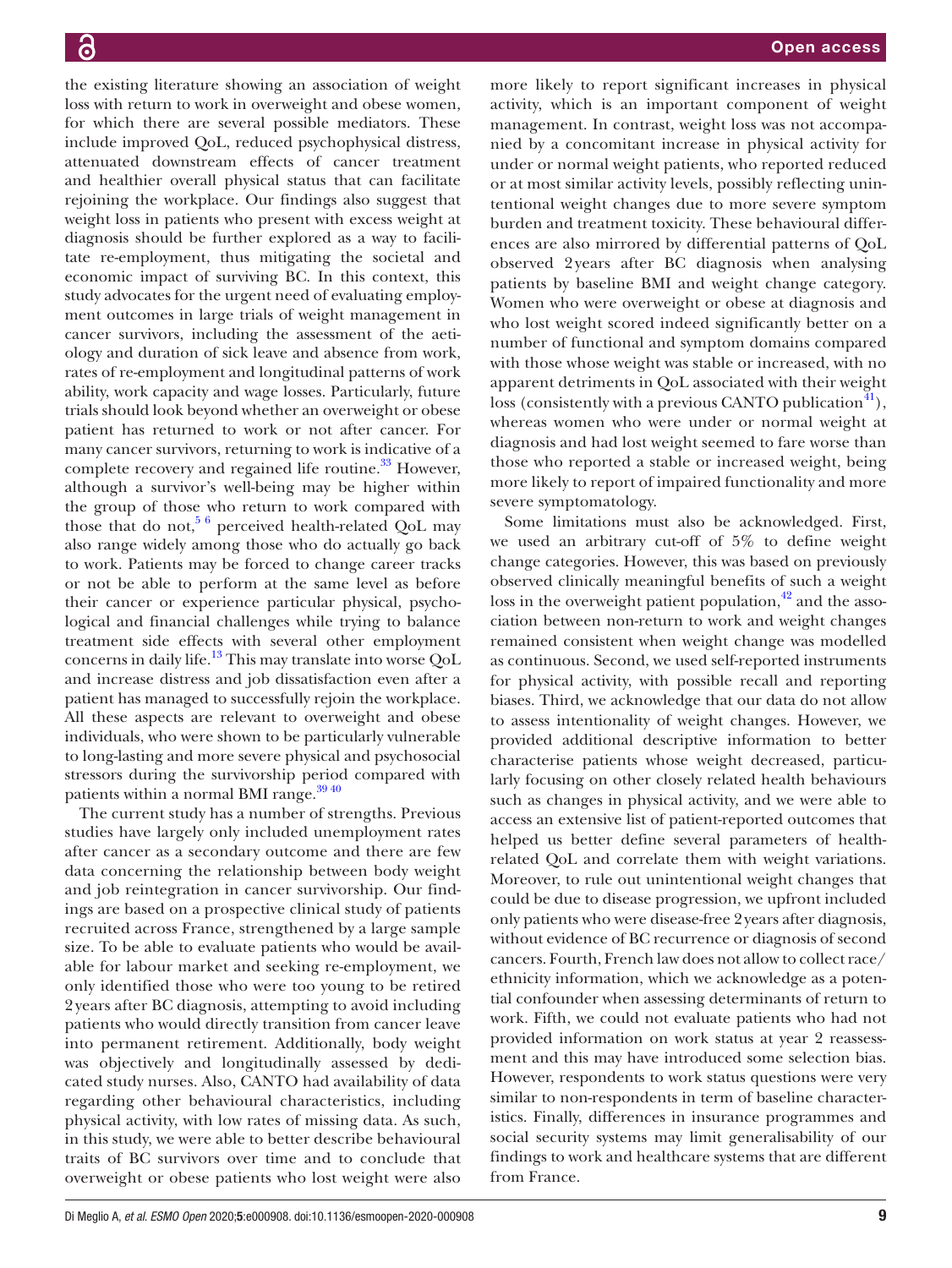the existing literature showing an association of weight loss with return to work in overweight and obese women, for which there are several possible mediators. These include improved QoL, reduced psychophysical distress, attenuated downstream effects of cancer treatment and healthier overall physical status that can facilitate rejoining the workplace. Our findings also suggest that weight loss in patients who present with excess weight at diagnosis should be further explored as a way to facilitate re-employment, thus mitigating the societal and economic impact of surviving BC. In this context, this study advocates for the urgent need of evaluating employment outcomes in large trials of weight management in cancer survivors, including the assessment of the aetiology and duration of sick leave and absence from work, rates of re-employment and longitudinal patterns of work ability, work capacity and wage losses. Particularly, future trials should look beyond whether an overweight or obese patient has returned to work or not after cancer. For many cancer survivors, returning to work is indicative of a complete recovery and regained life routine.[33] However, although a survivor's well-being may be higher within the group of those who return to work compared with those that do not,[5 6] perceived health-related QoL may also range widely among those who do actually go back to work. Patients may be forced to change career tracks or not be able to perform at the same level as before their cancer or experience particular physical, psychological and financial challenges while trying to balance treatment side effects with several other employment concerns in daily life.[13] This may translate into worse QoL and increase distress and job dissatisfaction even after a patient has managed to successfully rejoin the workplace. All these aspects are relevant to overweight and obese individuals, who were shown to be particularly vulnerable to long-lasting and more severe physical and psychosocial stressors during the survivorship period compared with patients within a normal BMI range.[39 40]

The current study has a number of strengths. Previous studies have largely only included unemployment rates after cancer as a secondary outcome and there are few data concerning the relationship between body weight and job reintegration in cancer survivorship. Our findings are based on a prospective clinical study of patients recruited across France, strengthened by a large sample size. To be able to evaluate patients who would be available for labour market and seeking re-employment, we only identified those who were too young to be retired 2 years after BC diagnosis, attempting to avoid including patients who would directly transition from cancer leave into permanent retirement. Additionally, body weight was objectively and longitudinally assessed by dedicated study nurses. Also, CANTO had availability of data regarding other behavioural characteristics, including physical activity, with low rates of missing data. As such, in this study, we were able to better describe behavioural traits of BC survivors over time and to conclude that overweight or obese patients who lost weight were also more likely to report significant increases in physical activity, which is an important component of weight management. In contrast, weight loss was not accompanied by a concomitant increase in physical activity for under or normal weight patients, who reported reduced or at most similar activity levels, possibly reflecting unintentional weight changes due to more severe symptom burden and treatment toxicity. These behavioural differences are also mirrored by differential patterns of QoL observed 2 years after BC diagnosis when analysing patients by baseline BMI and weight change category. Women who were overweight or obese at diagnosis and who lost weight scored indeed significantly better on a number of functional and symptom domains compared with those whose weight was stable or increased, with no apparent detriments in QoL associated with their weight loss (consistently with a previous CANTO publication[41]), whereas women who were under or normal weight at diagnosis and had lost weight seemed to fare worse than those who reported a stable or increased weight, being more likely to report of impaired functionality and more severe symptomatology.

Some limitations must also be acknowledged. First, we used an arbitrary cut-off of 5% to define weight change categories. However, this was based on previously observed clinically meaningful benefits of such a weight loss in the overweight patient population,[42] and the association between non-return to work and weight changes remained consistent when weight change was modelled as continuous. Second, we used self-reported instruments for physical activity, with possible recall and reporting biases. Third, we acknowledge that our data do not allow to assess intentionality of weight changes. However, we provided additional descriptive information to better characterise patients whose weight decreased, particularly focusing on other closely related health behaviours such as changes in physical activity, and we were able to access an extensive list of patient-reported outcomes that helped us better define several parameters of health-related QoL and correlate them with weight variations. Moreover, to rule out unintentional weight changes that could be due to disease progression, we upfront included only patients who were disease-free 2 years after diagnosis, without evidence of BC recurrence or diagnosis of second cancers. Fourth, French law does not allow to collect race/ethnicity information, which we acknowledge as a potential confounder when assessing determinants of return to work. Fifth, we could not evaluate patients who had not provided information on work status at year 2 reassessment and this may have introduced some selection bias. However, respondents to work status questions were very similar to non-respondents in term of baseline characteristics. Finally, differences in insurance programmes and social security systems may limit generalisability of our findings to work and healthcare systems that are different from France.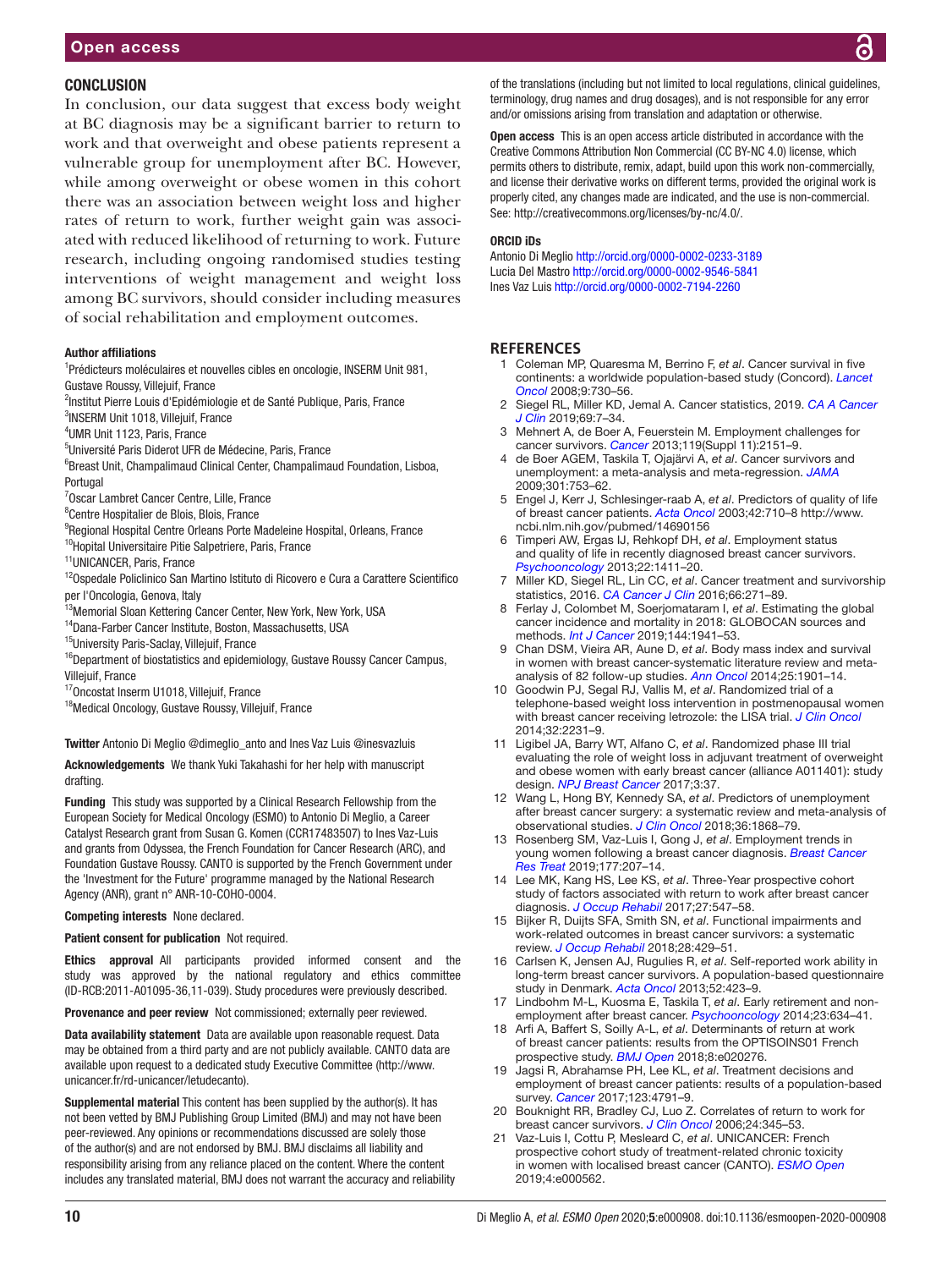## CONCLUSION

In conclusion, our data suggest that excess body weight at BC diagnosis may be a significant barrier to return to work and that overweight and obese patients represent a vulnerable group for unemployment after BC. However, while among overweight or obese women in this cohort there was an association between weight loss and higher rates of return to work, further weight gain was associated with reduced likelihood of returning to work. Future research, including ongoing randomised studies testing interventions of weight management and weight loss among BC survivors, should consider including measures of social rehabilitation and employment outcomes.

**Author affiliations**

[1]Prédicteurs moléculaires et nouvelles cibles en oncologie, INSERM Unit 981, Gustave Roussy, Villejuif, France
[2]Institut Pierre Louis d'Epidémiologie et de Santé Publique, Paris, France
[3]INSERM Unit 1018, Villejuif, France
[4]UMR Unit 1123, Paris, France
[5]Université Paris Diderot UFR de Médecine, Paris, France
[6]Breast Unit, Champalimaud Clinical Center, Champalimaud Foundation, Lisboa, Portugal
[7]Oscar Lambret Cancer Centre, Lille, France
[8]Centre Hospitalier de Blois, Blois, France
[9]Regional Hospital Centre Orleans Porte Madeleine Hospital, Orleans, France
[10]Hopital Universitaire Pitie Salpetriere, Paris, France
[11]UNICANCER, Paris, France
[12]Ospedale Policlinico San Martino Istituto di Ricovero e Cura a Carattere Scientifico per l'Oncologia, Genova, Italy
[13]Memorial Sloan Kettering Cancer Center, New York, New York, USA
[14]Dana-Farber Cancer Institute, Boston, Massachusetts, USA
[15]University Paris-Saclay, Villejuif, France
[16]Department of biostatistics and epidemiology, Gustave Roussy Cancer Campus, Villejuif, France
[17]Oncostat Inserm U1018, Villejuif, France
[18]Medical Oncology, Gustave Roussy, Villejuif, France

**Twitter** Antonio Di Meglio @dimeglio_anto and Ines Vaz Luis @inesvazluis

**Acknowledgements** We thank Yuki Takahashi for her help with manuscript drafting.

**Funding** This study was supported by a Clinical Research Fellowship from the European Society for Medical Oncology (ESMO) to Antonio Di Meglio, a Career Catalyst Research grant from Susan G. Komen (CCR17483507) to Ines Vaz-Luis and grants from Odyssea, the French Foundation for Cancer Research (ARC), and Foundation Gustave Roussy. CANTO is supported by the French Government under the 'Investment for the Future' programme managed by the National Research Agency (ANR), grant n° ANR-10-COHO-0004.

**Competing interests** None declared.

**Patient consent for publication** Not required.

**Ethics approval** All participants provided informed consent and the study was approved by the national regulatory and ethics committee (ID-RCB:2011-A01095-36,11-039). Study procedures were previously described.

**Provenance and peer review** Not commissioned; externally peer reviewed.

**Data availability statement** Data are available upon reasonable request. Data may be obtained from a third party and are not publicly available. CANTO data are available upon request to a dedicated study Executive Committee (http://www.unicancer.fr/rd-unicancer/letudecanto).

**Supplemental material** This content has been supplied by the author(s). It has not been vetted by BMJ Publishing Group Limited (BMJ) and may not have been peer-reviewed. Any opinions or recommendations discussed are solely those of the author(s) and are not endorsed by BMJ. BMJ disclaims all liability and responsibility arising from any reliance placed on the content. Where the content includes any translated material, BMJ does not warrant the accuracy and reliability of the translations (including but not limited to local regulations, clinical guidelines, terminology, drug names and drug dosages), and is not responsible for any error and/or omissions arising from translation and adaptation or otherwise.

**Open access** This is an open access article distributed in accordance with the Creative Commons Attribution Non Commercial (CC BY-NC 4.0) license, which permits others to distribute, remix, adapt, build upon this work non-commercially, and license their derivative works on different terms, provided the original work is properly cited, any changes made are indicated, and the use is non-commercial. See: http://creativecommons.org/licenses/by-nc/4.0/.

**ORCID iDs**

Antonio Di Meglio http://orcid.org/0000-0002-0233-3189
Lucia Del Mastro http://orcid.org/0000-0002-9546-5841
Ines Vaz Luis http://orcid.org/0000-0002-7194-2260

## REFERENCES

1. Coleman MP, Quaresma M, Berrino F, *et al*. Cancer survival in five continents: a worldwide population-based study (Concord). *Lancet Oncol* 2008;9:730–56.
2. Siegel RL, Miller KD, Jemal A. Cancer statistics, 2019. *CA A Cancer J Clin* 2019;69:7–34.
3. Mehnert A, de Boer A, Feuerstein M. Employment challenges for cancer survivors. *Cancer* 2013;119(Suppl 11):2151–9.
4. de Boer AGEM, Taskila T, Ojajärvi A, *et al*. Cancer survivors and unemployment: a meta-analysis and meta-regression. *JAMA* 2009;301:753–62.
5. Engel J, Kerr J, Schlesinger-raab A, *et al*. Predictors of quality of life of breast cancer patients. *Acta Oncol* 2003;42:710–8 http://www.ncbi.nlm.nih.gov/pubmed/14690156
6. Timperi AW, Ergas IJ, Rehkopf DH, *et al*. Employment status and quality of life in recently diagnosed breast cancer survivors. *Psychooncology* 2013;22:1411–20.
7. Miller KD, Siegel RL, Lin CC, *et al*. Cancer treatment and survivorship statistics, 2016. *CA Cancer J Clin* 2016;66:271–89.
8. Ferlay J, Colombet M, Soerjomataram I, *et al*. Estimating the global cancer incidence and mortality in 2018: GLOBOCAN sources and methods. *Int J Cancer* 2019;144:1941–53.
9. Chan DSM, Vieira AR, Aune D, *et al*. Body mass index and survival in women with breast cancer-systematic literature review and meta-analysis of 82 follow-up studies. *Ann Oncol* 2014;25:1901–14.
10. Goodwin PJ, Segal RJ, Vallis M, *et al*. Randomized trial of a telephone-based weight loss intervention in postmenopausal women with breast cancer receiving letrozole: the LISA trial. *J Clin Oncol* 2014;32:2231–9.
11. Ligibel JA, Barry WT, Alfano C, *et al*. Randomized phase III trial evaluating the role of weight loss in adjuvant treatment of overweight and obese women with early breast cancer (alliance A011401): study design. *NPJ Breast Cancer* 2017;3:37.
12. Wang L, Hong BY, Kennedy SA, *et al*. Predictors of unemployment after breast cancer surgery: a systematic review and meta-analysis of observational studies. *J Clin Oncol* 2018;36:1868–79.
13. Rosenberg SM, Vaz-Luis I, Gong J, *et al*. Employment trends in young women following a breast cancer diagnosis. *Breast Cancer Res Treat* 2019;177:207–14.
14. Lee MK, Kang HS, Lee KS, *et al*. Three-Year prospective cohort study of factors associated with return to work after breast cancer diagnosis. *J Occup Rehabil* 2017;27:547–58.
15. Bijker R, Duijts SFA, Smith SN, *et al*. Functional impairments and work-related outcomes in breast cancer survivors: a systematic review. *J Occup Rehabil* 2018;28:429–51.
16. Carlsen K, Jensen AJ, Rugulies R, *et al*. Self-reported work ability in long-term breast cancer survivors. A population-based questionnaire study in Denmark. *Acta Oncol* 2013;52:423–9.
17. Lindbohm M-L, Kuosma E, Taskila T, *et al*. Early retirement and non-employment after breast cancer. *Psychooncology* 2014;23:634–41.
18. Arfi A, Baffert S, Soilly A-L, *et al*. Determinants of return at work of breast cancer patients: results from the OPTISOINS01 French prospective study. *BMJ Open* 2018;8:e020276.
19. Jagsi R, Abrahamse PH, Lee KL, *et al*. Treatment decisions and employment of breast cancer patients: results of a population-based survey. *Cancer* 2017;123:4791–9.
20. Bouknight RR, Bradley CJ, Luo Z. Correlates of return to work for breast cancer survivors. *J Clin Oncol* 2006;24:345–53.
21. Vaz-Luis I, Cottu P, Mesleard C, *et al*. UNICANCER: French prospective cohort study of treatment-related chronic toxicity in women with localised breast cancer (CANTO). *ESMO Open* 2019;4:e000562.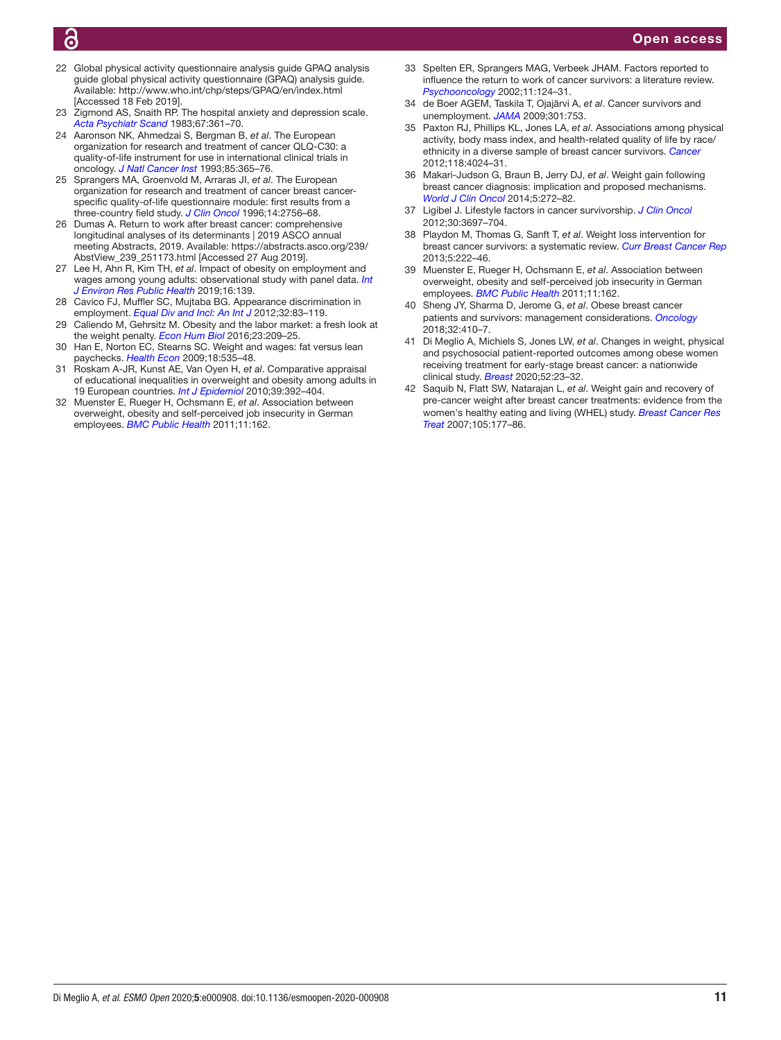22 Global physical activity questionnaire analysis guide GPAQ analysis guide global physical activity questionnaire (GPAQ) analysis guide. Available: http://www.who.int/chp/steps/GPAQ/en/index.html [Accessed 18 Feb 2019].

23 Zigmond AS, Snaith RP. The hospital anxiety and depression scale. *Acta Psychiatr Scand* 1983;67:361–70.

24 Aaronson NK, Ahmedzai S, Bergman B, *et al*. The European organization for research and treatment of cancer QLQ-C30: a quality-of-life instrument for use in international clinical trials in oncology. *J Natl Cancer Inst* 1993;85:365–76.

25 Sprangers MA, Groenvold M, Arraras JI, *et al*. The European organization for research and treatment of cancer breast cancer-specific quality-of-life questionnaire module: first results from a three-country field study. *J Clin Oncol* 1996;14:2756–68.

26 Dumas A. Return to work after breast cancer: comprehensive longitudinal analyses of its determinants | 2019 ASCO annual meeting Abstracts, 2019. Available: https://abstracts.asco.org/239/AbstView_239_251173.html [Accessed 27 Aug 2019].

27 Lee H, Ahn R, Kim TH, *et al*. Impact of obesity on employment and wages among young adults: observational study with panel data. *Int J Environ Res Public Health* 2019;16:139.

28 Cavico FJ, Muffler SC, Mujtaba BG. Appearance discrimination in employment. *Equal Div and Incl: An Int J* 2012;32:83–119.

29 Caliendo M, Gehrsitz M. Obesity and the labor market: a fresh look at the weight penalty. *Econ Hum Biol* 2016;23:209–25.

30 Han E, Norton EC, Stearns SC. Weight and wages: fat versus lean paychecks. *Health Econ* 2009;18:535–48.

31 Roskam A-JR, Kunst AE, Van Oyen H, *et al*. Comparative appraisal of educational inequalities in overweight and obesity among adults in 19 European countries. *Int J Epidemiol* 2010;39:392–404.

32 Muenster E, Rueger H, Ochsmann E, *et al*. Association between overweight, obesity and self-perceived job insecurity in German employees. *BMC Public Health* 2011;11:162.

33 Spelten ER, Sprangers MAG, Verbeek JHAM. Factors reported to influence the return to work of cancer survivors: a literature review. *Psychooncology* 2002;11:124–31.

34 de Boer AGEM, Taskila T, Ojajärvi A, *et al*. Cancer survivors and unemployment. *JAMA* 2009;301:753.

35 Paxton RJ, Phillips KL, Jones LA, *et al*. Associations among physical activity, body mass index, and health-related quality of life by race/ethnicity in a diverse sample of breast cancer survivors. *Cancer* 2012;118:4024–31.

36 Makari-Judson G, Braun B, Jerry DJ, *et al*. Weight gain following breast cancer diagnosis: implication and proposed mechanisms. *World J Clin Oncol* 2014;5:272–82.

37 Ligibel J. Lifestyle factors in cancer survivorship. *J Clin Oncol* 2012;30:3697–704.

38 Playdon M, Thomas G, Sanft T, *et al*. Weight loss intervention for breast cancer survivors: a systematic review. *Curr Breast Cancer Rep* 2013;5:222–46.

39 Muenster E, Rueger H, Ochsmann E, *et al*. Association between overweight, obesity and self-perceived job insecurity in German employees. *BMC Public Health* 2011;11:162.

40 Sheng JY, Sharma D, Jerome G, *et al*. Obese breast cancer patients and survivors: management considerations. *Oncology* 2018;32:410–7.

41 Di Meglio A, Michiels S, Jones LW, *et al*. Changes in weight, physical and psychosocial patient-reported outcomes among obese women receiving treatment for early-stage breast cancer: a nationwide clinical study. *Breast* 2020;52:23–32.

42 Saquib N, Flatt SW, Natarajan L, *et al*. Weight gain and recovery of pre-cancer weight after breast cancer treatments: evidence from the women's healthy eating and living (WHEL) study. *Breast Cancer Res Treat* 2007;105:177–86.